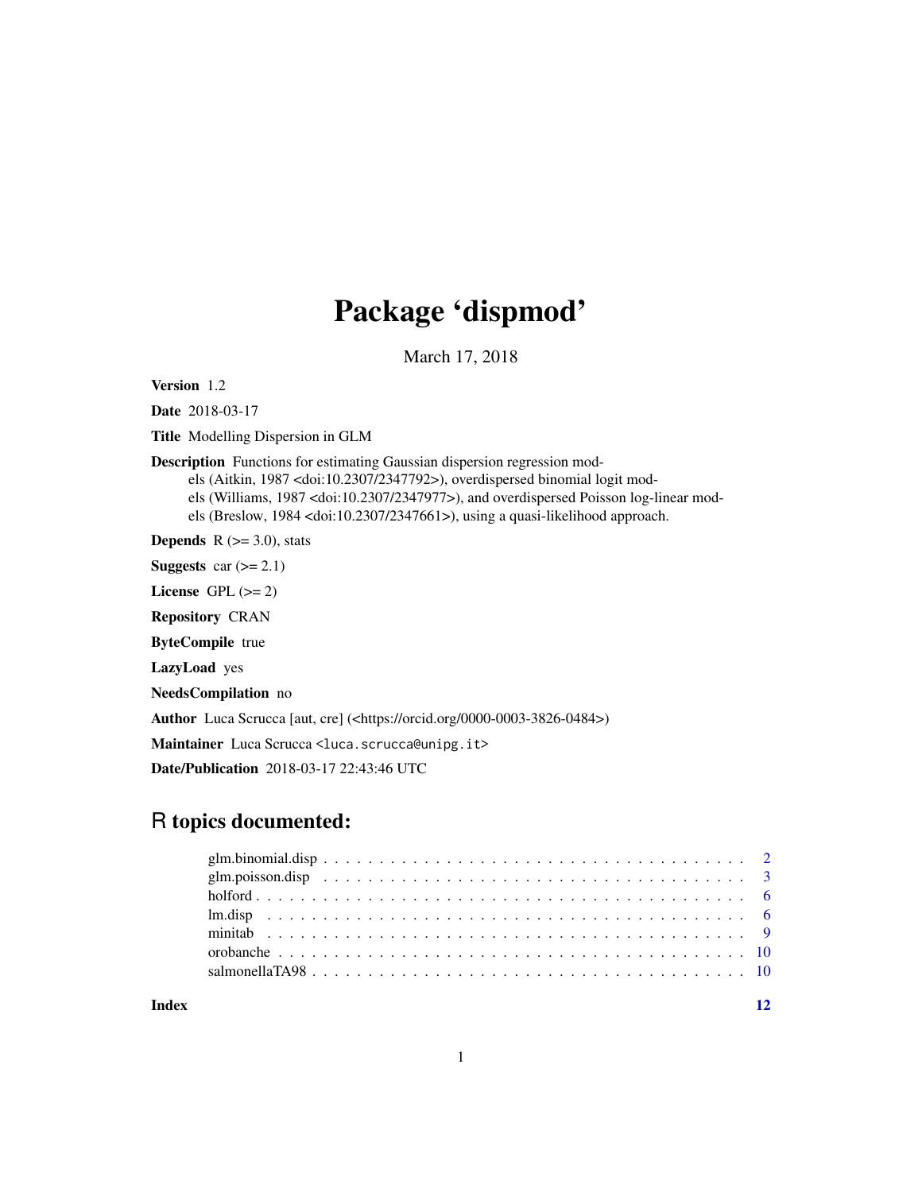# Package 'dispmod'

March 17, 2018

**Version** 1.2

**Date** 2018-03-17

**Title** Modelling Dispersion in GLM

**Description** Functions for estimating Gaussian dispersion regression models (Aitkin, 1987 <doi:10.2307/2347792>), overdispersed binomial logit models (Williams, 1987 <doi:10.2307/2347977>), and overdispersed Poisson log-linear models (Breslow, 1984 <doi:10.2307/2347661>), using a quasi-likelihood approach.

**Depends** R (>= 3.0), stats

**Suggests** car (>= 2.1)

**License** GPL (>= 2)

**Repository** CRAN

**ByteCompile** true

**LazyLoad** yes

**NeedsCompilation** no

**Author** Luca Scrucca [aut, cre] (<https://orcid.org/0000-0003-3826-0484>)

**Maintainer** Luca Scrucca <luca.scrucca@unipg.it>

**Date/Publication** 2018-03-17 22:43:46 UTC

## R topics documented:

| | |
|---|---|
| glm.binomial.disp | 2 |
| glm.poisson.disp | 3 |
| holford | 6 |
| lm.disp | 6 |
| minitab | 9 |
| orobanche | 10 |
| salmonellaTA98 | 10 |

| | |
|---|---|
| **Index** | 12 |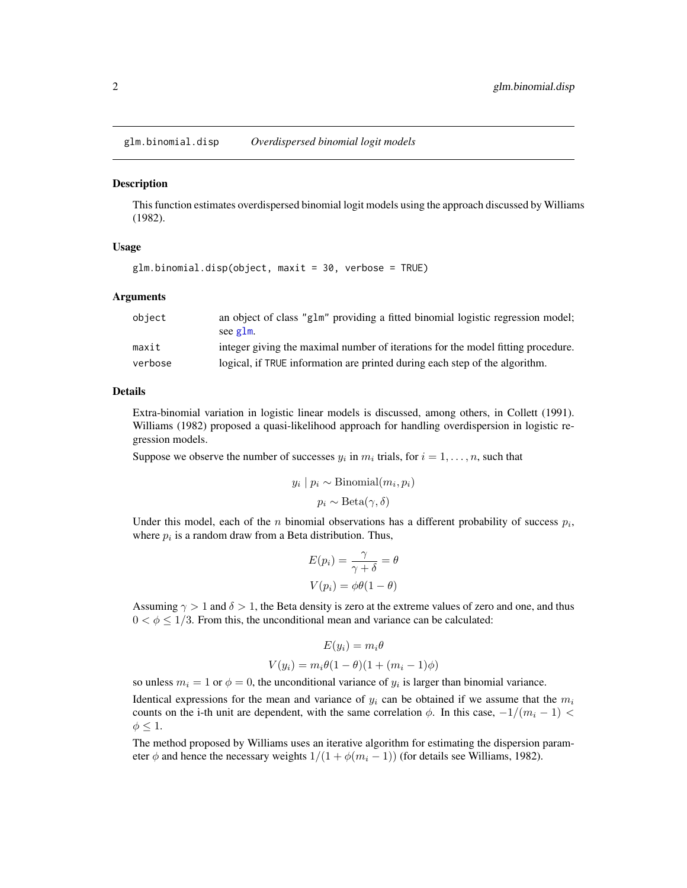## glm.binomial.disp *Overdispersed binomial logit models*

### Description

This function estimates overdispersed binomial logit models using the approach discussed by Williams (1982).

### Usage

```
glm.binomial.disp(object, maxit = 30, verbose = TRUE)
```

### Arguments

| | |
|---|---|
| object | an object of class "glm" providing a fitted binomial logistic regression model; see glm. |
| maxit | integer giving the maximal number of iterations for the model fitting procedure. |
| verbose | logical, if TRUE information are printed during each step of the algorithm. |

### Details

Extra-binomial variation in logistic linear models is discussed, among others, in Collett (1991). Williams (1982) proposed a quasi-likelihood approach for handling overdispersion in logistic regression models.

Suppose we observe the number of successes $y_i$ in $m_i$ trials, for $i = 1, \ldots, n$, such that

$$y_i \mid p_i \sim \text{Binomial}(m_i, p_i)$$

$$p_i \sim \text{Beta}(\gamma, \delta)$$

Under this model, each of the $n$ binomial observations has a different probability of success $p_i$, where $p_i$ is a random draw from a Beta distribution. Thus,

$$E(p_i) = \frac{\gamma}{\gamma + \delta} = \theta$$

$$V(p_i) = \phi\theta(1 - \theta)$$

Assuming $\gamma > 1$ and $\delta > 1$, the Beta density is zero at the extreme values of zero and one, and thus $0 < \phi \leq 1/3$. From this, the unconditional mean and variance can be calculated:

$$E(y_i) = m_i\theta$$

$$V(y_i) = m_i\theta(1 - \theta)(1 + (m_i - 1)\phi)$$

so unless $m_i = 1$ or $\phi = 0$, the unconditional variance of $y_i$ is larger than binomial variance.

Identical expressions for the mean and variance of $y_i$ can be obtained if we assume that the $m_i$ counts on the i-th unit are dependent, with the same correlation $\phi$. In this case, $-1/(m_i - 1) < \phi \leq 1$.

The method proposed by Williams uses an iterative algorithm for estimating the dispersion parameter $\phi$ and hence the necessary weights $1/(1 + \phi(m_i - 1))$ (for details see Williams, 1982).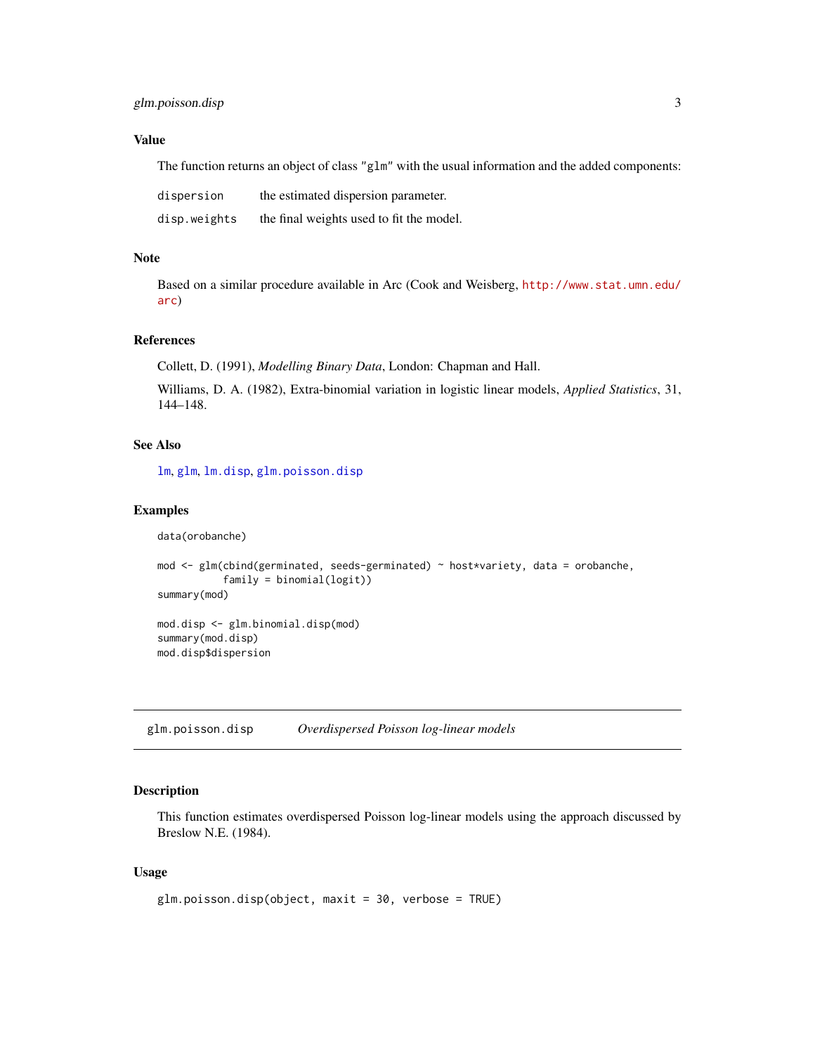### Value

The function returns an object of class "glm" with the usual information and the added components:

| | |
|---|---|
| `dispersion` | the estimated dispersion parameter. |
| `disp.weights` | the final weights used to fit the model. |

### Note

Based on a similar procedure available in Arc (Cook and Weisberg, http://www.stat.umn.edu/arc)

### References

Collett, D. (1991), *Modelling Binary Data*, London: Chapman and Hall.

Williams, D. A. (1982), Extra-binomial variation in logistic linear models, *Applied Statistics*, 31, 144–148.

### See Also

`lm`, `glm`, `lm.disp`, `glm.poisson.disp`

### Examples

```
data(orobanche)

mod <- glm(cbind(germinated, seeds-germinated) ~ host*variety, data = orobanche,
           family = binomial(logit))
summary(mod)

mod.disp <- glm.binomial.disp(mod)
summary(mod.disp)
mod.disp$dispersion
```

---

## glm.poisson.disp — *Overdispersed Poisson log-linear models*

### Description

This function estimates overdispersed Poisson log-linear models using the approach discussed by Breslow N.E. (1984).

### Usage

```
glm.poisson.disp(object, maxit = 30, verbose = TRUE)
```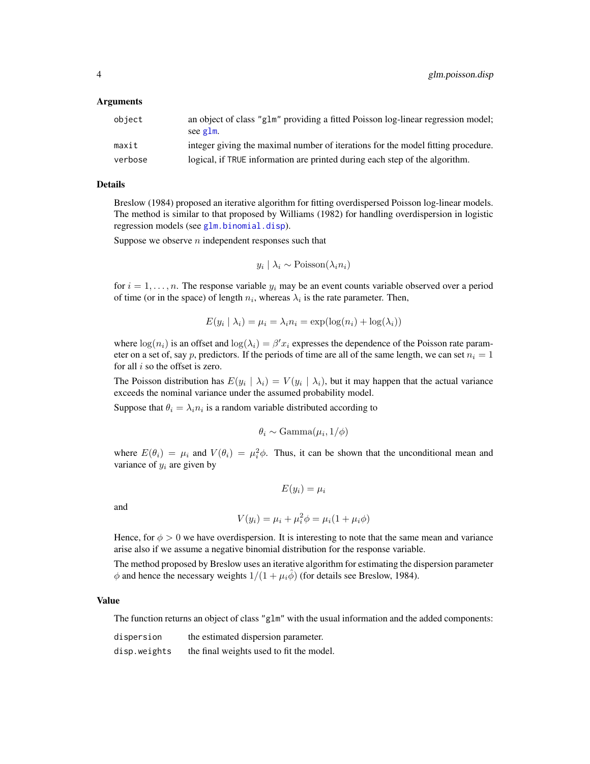### Arguments

| | |
|---|---|
| `object` | an object of class "glm" providing a fitted Poisson log-linear regression model; see `glm`. |
| `maxit` | integer giving the maximal number of iterations for the model fitting procedure. |
| `verbose` | logical, if `TRUE` information are printed during each step of the algorithm. |

### Details

Breslow (1984) proposed an iterative algorithm for fitting overdispersed Poisson log-linear models. The method is similar to that proposed by Williams (1982) for handling overdispersion in logistic regression models (see `glm.binomial.disp`).

Suppose we observe $n$ independent responses such that

$$y_i \mid \lambda_i \sim \text{Poisson}(\lambda_i n_i)$$

for $i = 1, \ldots, n$. The response variable $y_i$ may be an event counts variable observed over a period of time (or in the space) of length $n_i$, whereas $\lambda_i$ is the rate parameter. Then,

$$E(y_i \mid \lambda_i) = \mu_i = \lambda_i n_i = \exp(\log(n_i) + \log(\lambda_i))$$

where $\log(n_i)$ is an offset and $\log(\lambda_i) = \beta' x_i$ expresses the dependence of the Poisson rate parameter on a set of, say $p$, predictors. If the periods of time are all of the same length, we can set $n_i = 1$ for all $i$ so the offset is zero.

The Poisson distribution has $E(y_i \mid \lambda_i) = V(y_i \mid \lambda_i)$, but it may happen that the actual variance exceeds the nominal variance under the assumed probability model.

Suppose that $\theta_i = \lambda_i n_i$ is a random variable distributed according to

$$\theta_i \sim \text{Gamma}(\mu_i, 1/\phi)$$

where $E(\theta_i) = \mu_i$ and $V(\theta_i) = \mu_i^2 \phi$. Thus, it can be shown that the unconditional mean and variance of $y_i$ are given by

$$E(y_i) = \mu_i$$

and

$$V(y_i) = \mu_i + \mu_i^2 \phi = \mu_i(1 + \mu_i \phi)$$

Hence, for $\phi > 0$ we have overdispersion. It is interesting to note that the same mean and variance arise also if we assume a negative binomial distribution for the response variable.

The method proposed by Breslow uses an iterative algorithm for estimating the dispersion parameter $\phi$ and hence the necessary weights $1/(1 + \mu_i \hat{\phi})$ (for details see Breslow, 1984).

### Value

The function returns an object of class "glm" with the usual information and the added components:

| | |
|---|---|
| `dispersion` | the estimated dispersion parameter. |
| `disp.weights` | the final weights used to fit the model. |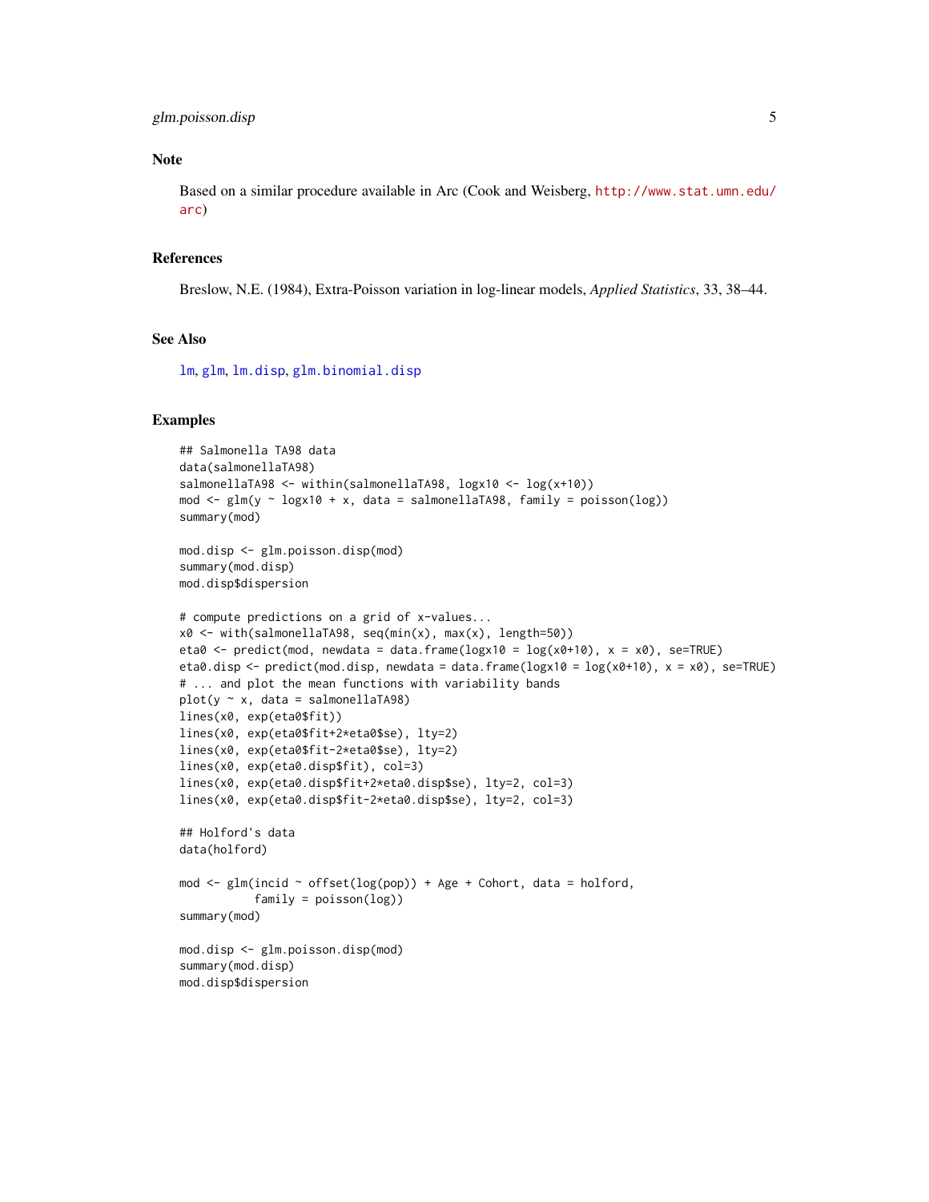## Note

Based on a similar procedure available in Arc (Cook and Weisberg, http://www.stat.umn.edu/arc)

## References

Breslow, N.E. (1984), Extra-Poisson variation in log-linear models, *Applied Statistics*, 33, 38–44.

## See Also

lm, glm, lm.disp, glm.binomial.disp

## Examples

```
## Salmonella TA98 data
data(salmonellaTA98)
salmonellaTA98 <- within(salmonellaTA98, logx10 <- log(x+10))
mod <- glm(y ~ logx10 + x, data = salmonellaTA98, family = poisson(log))
summary(mod)

mod.disp <- glm.poisson.disp(mod)
summary(mod.disp)
mod.disp$dispersion

# compute predictions on a grid of x-values...
x0 <- with(salmonellaTA98, seq(min(x), max(x), length=50))
eta0 <- predict(mod, newdata = data.frame(logx10 = log(x0+10), x = x0), se=TRUE)
eta0.disp <- predict(mod.disp, newdata = data.frame(logx10 = log(x0+10), x = x0), se=TRUE)
# ... and plot the mean functions with variability bands
plot(y ~ x, data = salmonellaTA98)
lines(x0, exp(eta0$fit))
lines(x0, exp(eta0$fit+2*eta0$se), lty=2)
lines(x0, exp(eta0$fit-2*eta0$se), lty=2)
lines(x0, exp(eta0.disp$fit), col=3)
lines(x0, exp(eta0.disp$fit+2*eta0.disp$se), lty=2, col=3)
lines(x0, exp(eta0.disp$fit-2*eta0.disp$se), lty=2, col=3)

## Holford's data
data(holford)

mod <- glm(incid ~ offset(log(pop)) + Age + Cohort, data = holford,
           family = poisson(log))
summary(mod)

mod.disp <- glm.poisson.disp(mod)
summary(mod.disp)
mod.disp$dispersion
```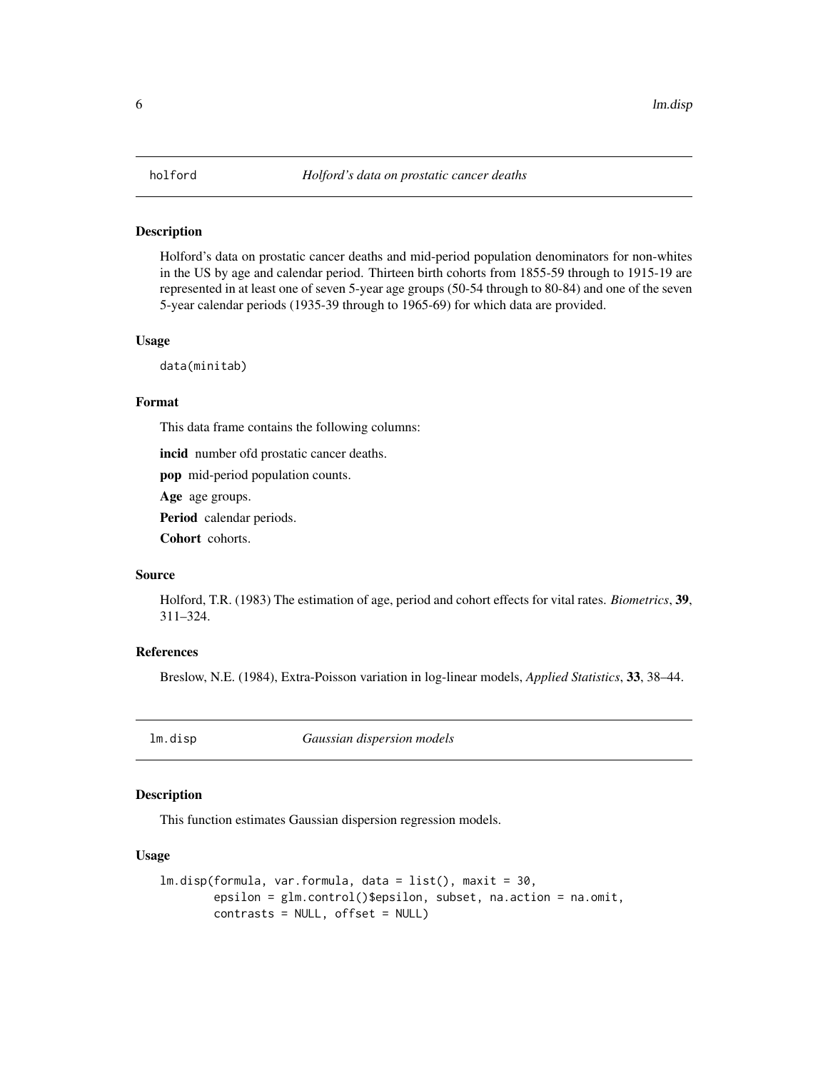## holford — *Holford's data on prostatic cancer deaths*

### Description

Holford's data on prostatic cancer deaths and mid-period population denominators for non-whites in the US by age and calendar period. Thirteen birth cohorts from 1855-59 through to 1915-19 are represented in at least one of seven 5-year age groups (50-54 through to 80-84) and one of the seven 5-year calendar periods (1935-39 through to 1965-69) for which data are provided.

### Usage

```
data(minitab)
```

### Format

This data frame contains the following columns:

**incid** number ofd prostatic cancer deaths.

**pop** mid-period population counts.

**Age** age groups.

**Period** calendar periods.

**Cohort** cohorts.

### Source

Holford, T.R. (1983) The estimation of age, period and cohort effects for vital rates. *Biometrics*, **39**, 311–324.

### References

Breslow, N.E. (1984), Extra-Poisson variation in log-linear models, *Applied Statistics*, **33**, 38–44.

## lm.disp — *Gaussian dispersion models*

### Description

This function estimates Gaussian dispersion regression models.

### Usage

```
lm.disp(formula, var.formula, data = list(), maxit = 30,
        epsilon = glm.control()$epsilon, subset, na.action = na.omit,
        contrasts = NULL, offset = NULL)
```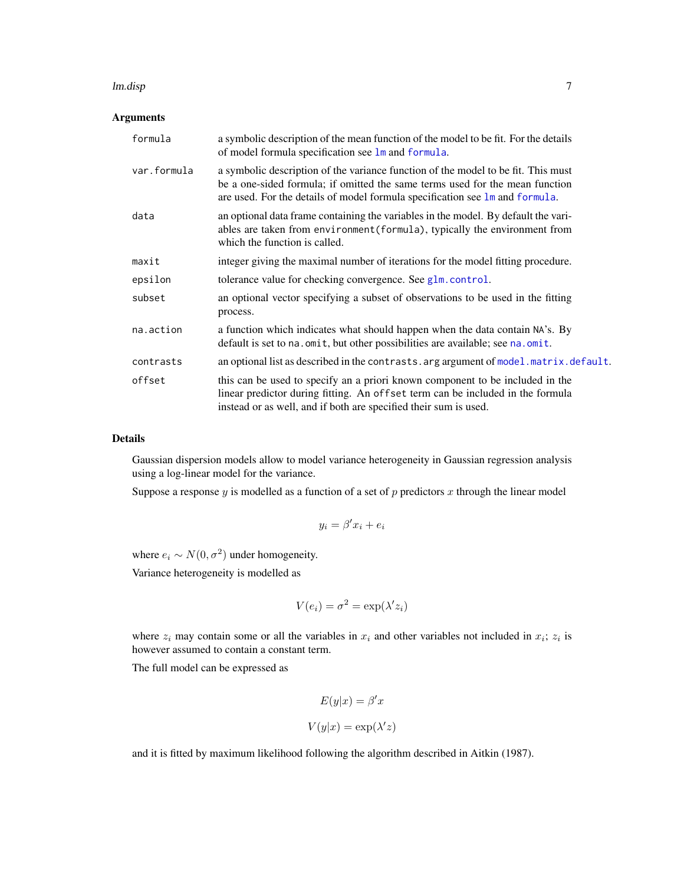## Arguments

| | |
|---|---|
| `formula` | a symbolic description of the mean function of the model to be fit. For the details of model formula specification see `lm` and `formula`. |
| `var.formula` | a symbolic description of the variance function of the model to be fit. This must be a one-sided formula; if omitted the same terms used for the mean function are used. For the details of model formula specification see `lm` and `formula`. |
| `data` | an optional data frame containing the variables in the model. By default the variables are taken from `environment(formula)`, typically the environment from which the function is called. |
| `maxit` | integer giving the maximal number of iterations for the model fitting procedure. |
| `epsilon` | tolerance value for checking convergence. See `glm.control`. |
| `subset` | an optional vector specifying a subset of observations to be used in the fitting process. |
| `na.action` | a function which indicates what should happen when the data contain `NA`'s. By default is set to `na.omit`, but other possibilities are available; see `na.omit`. |
| `contrasts` | an optional list as described in the `contrasts.arg` argument of `model.matrix.default`. |
| `offset` | this can be used to specify an a priori known component to be included in the linear predictor during fitting. An `offset` term can be included in the formula instead or as well, and if both are specified their sum is used. |

## Details

Gaussian dispersion models allow to model variance heterogeneity in Gaussian regression analysis using a log-linear model for the variance.

Suppose a response $y$ is modelled as a function of a set of $p$ predictors $x$ through the linear model

$$y_i = \beta' x_i + e_i$$

where $e_i \sim N(0, \sigma^2)$ under homogeneity.

Variance heterogeneity is modelled as

$$V(e_i) = \sigma^2 = \exp(\lambda' z_i)$$

where $z_i$ may contain some or all the variables in $x_i$ and other variables not included in $x_i$; $z_i$ is however assumed to contain a constant term.

The full model can be expressed as

$$E(y|x) = \beta' x$$

$$V(y|x) = \exp(\lambda' z)$$

and it is fitted by maximum likelihood following the algorithm described in Aitkin (1987).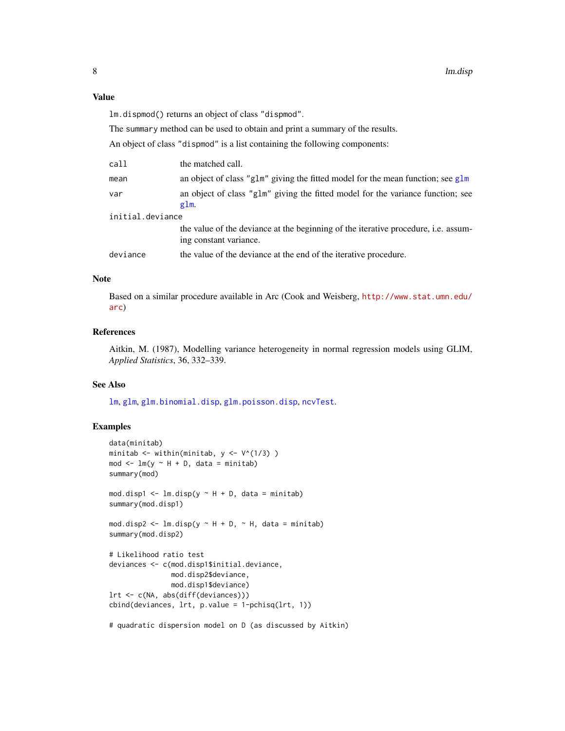## Value

`lm.dispmod()` returns an object of class `"dispmod"`.

The `summary` method can be used to obtain and print a summary of the results.

An object of class `"dispmod"` is a list containing the following components:

| | |
|---|---|
| `call` | the matched call. |
| `mean` | an object of class `"glm"` giving the fitted model for the mean function; see `glm` |
| `var` | an object of class `"glm"` giving the fitted model for the variance function; see `glm`. |
| `initial.deviance` | the value of the deviance at the beginning of the iterative procedure, i.e. assuming constant variance. |
| `deviance` | the value of the deviance at the end of the iterative procedure. |

## Note

Based on a similar procedure available in Arc (Cook and Weisberg, http://www.stat.umn.edu/arc)

## References

Aitkin, M. (1987), Modelling variance heterogeneity in normal regression models using GLIM, *Applied Statistics*, 36, 332–339.

## See Also

`lm`, `glm`, `glm.binomial.disp`, `glm.poisson.disp`, `ncvTest`.

## Examples

```
data(minitab)
minitab <- within(minitab, y <- V^(1/3) )
mod <- lm(y ~ H + D, data = minitab)
summary(mod)

mod.disp1 <- lm.disp(y ~ H + D, data = minitab)
summary(mod.disp1)

mod.disp2 <- lm.disp(y ~ H + D, ~ H, data = minitab)
summary(mod.disp2)

# Likelihood ratio test
deviances <- c(mod.disp1$initial.deviance,
               mod.disp2$deviance,
               mod.disp1$deviance)
lrt <- c(NA, abs(diff(deviances)))
cbind(deviances, lrt, p.value = 1-pchisq(lrt, 1))

# quadratic dispersion model on D (as discussed by Aitkin)
```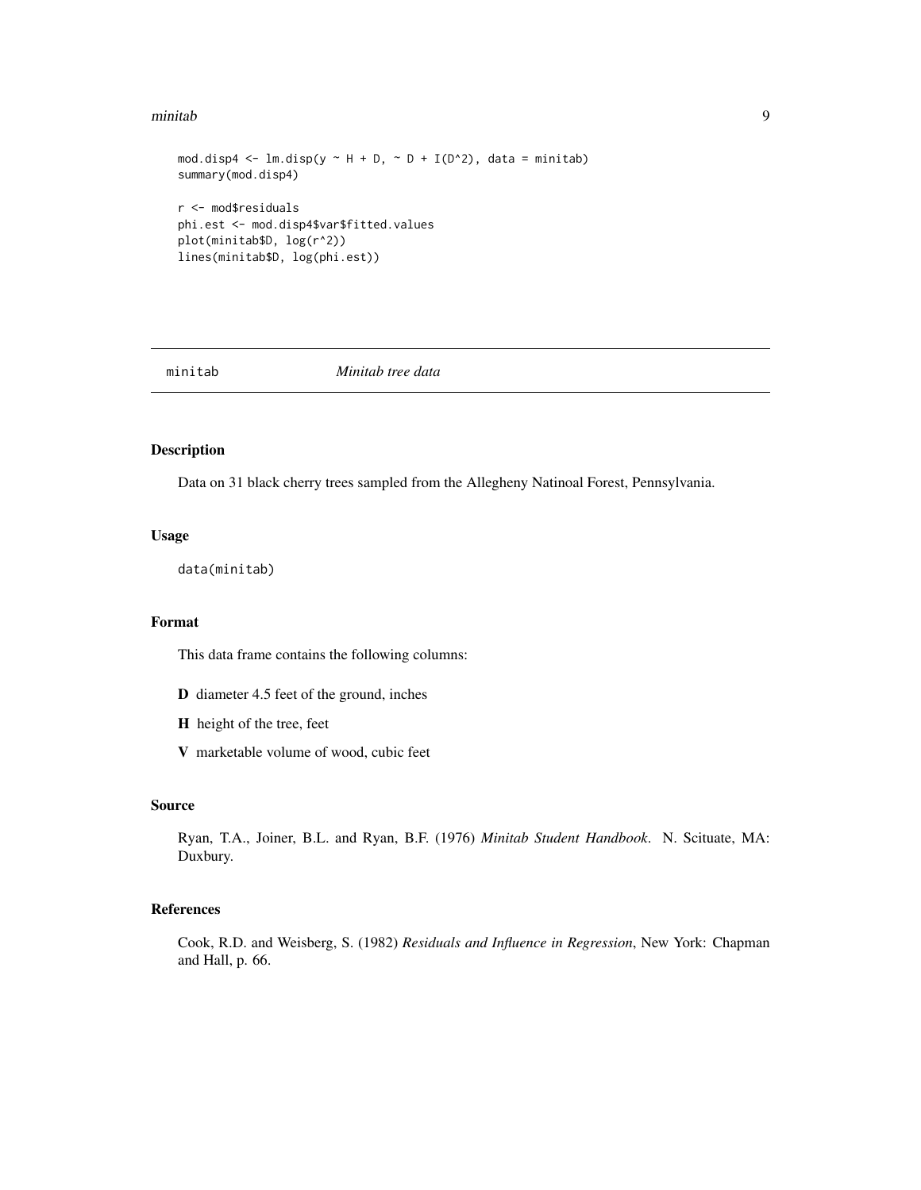```
mod.disp4 <- lm.disp(y ~ H + D, ~ D + I(D^2), data = minitab)
summary(mod.disp4)

r <- mod$residuals
phi.est <- mod.disp4$var$fitted.values
plot(minitab$D, log(r^2))
lines(minitab$D, log(phi.est))
```

---

## minitab *Minitab tree data*

---

### Description

Data on 31 black cherry trees sampled from the Allegheny Natinoal Forest, Pennsylvania.

### Usage

```
data(minitab)
```

### Format

This data frame contains the following columns:

**D** diameter 4.5 feet of the ground, inches

**H** height of the tree, feet

**V** marketable volume of wood, cubic feet

### Source

Ryan, T.A., Joiner, B.L. and Ryan, B.F. (1976) *Minitab Student Handbook*. N. Scituate, MA: Duxbury.

### References

Cook, R.D. and Weisberg, S. (1982) *Residuals and Influence in Regression*, New York: Chapman and Hall, p. 66.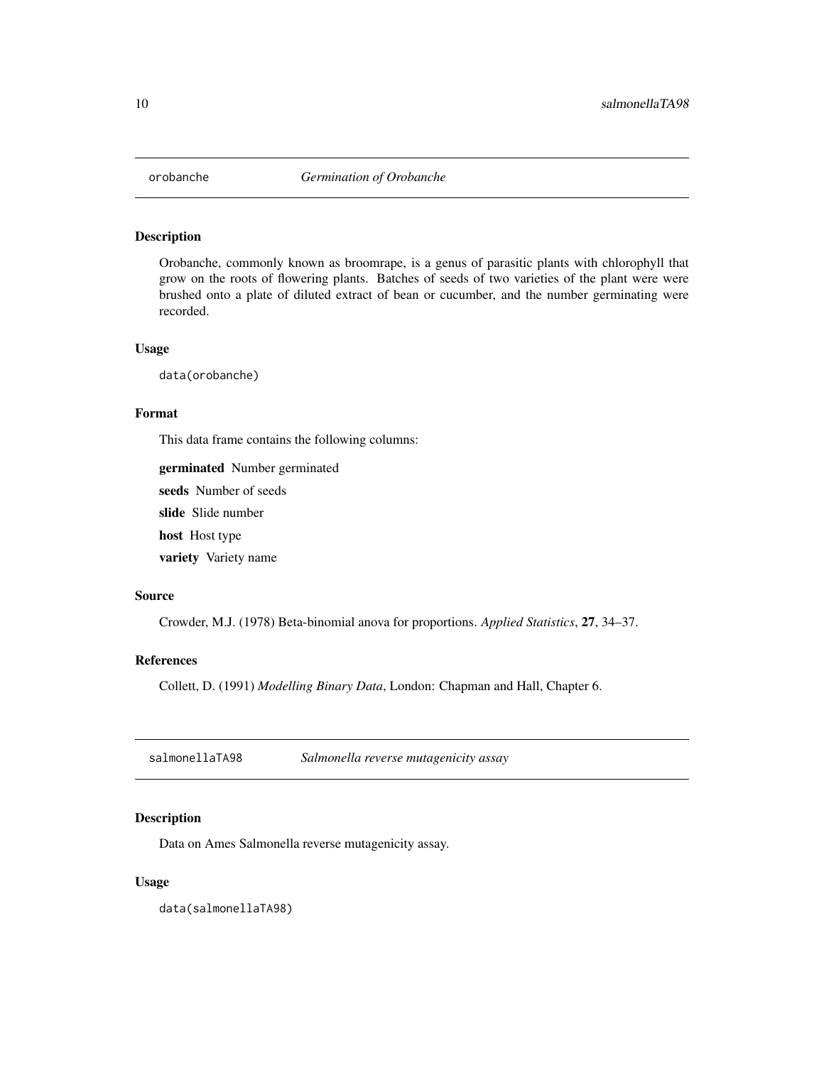## orobanche *Germination of Orobanche*

### Description

Orobanche, commonly known as broomrape, is a genus of parasitic plants with chlorophyll that grow on the roots of flowering plants. Batches of seeds of two varieties of the plant were were brushed onto a plate of diluted extract of bean or cucumber, and the number germinating were recorded.

### Usage

```
data(orobanche)
```

### Format

This data frame contains the following columns:

**germinated** Number germinated

**seeds** Number of seeds

**slide** Slide number

**host** Host type

**variety** Variety name

### Source

Crowder, M.J. (1978) Beta-binomial anova for proportions. *Applied Statistics*, **27**, 34–37.

### References

Collett, D. (1991) *Modelling Binary Data*, London: Chapman and Hall, Chapter 6.

## salmonellaTA98 *Salmonella reverse mutagenicity assay*

### Description

Data on Ames Salmonella reverse mutagenicity assay.

### Usage

```
data(salmonellaTA98)
```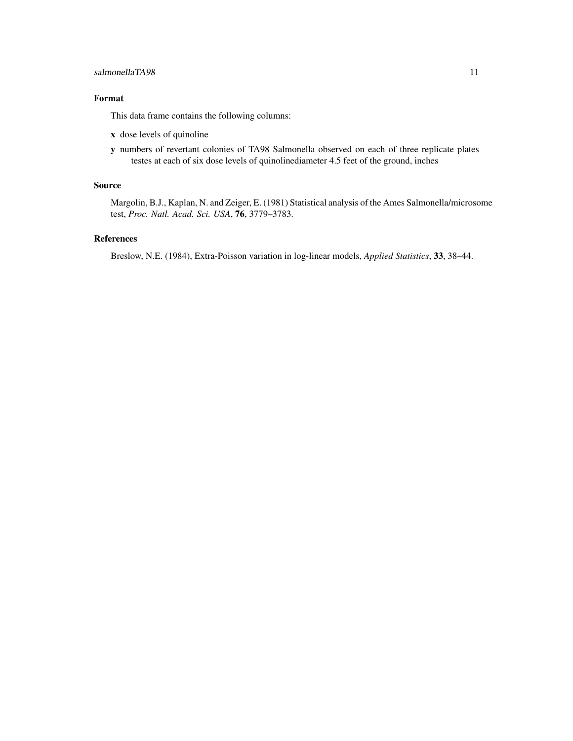## Format

This data frame contains the following columns:

- **x** dose levels of quinoline
- **y** numbers of revertant colonies of TA98 Salmonella observed on each of three replicate plates testes at each of six dose levels of quinolinediameter 4.5 feet of the ground, inches

## Source

Margolin, B.J., Kaplan, N. and Zeiger, E. (1981) Statistical analysis of the Ames Salmonella/microsome test, *Proc. Natl. Acad. Sci. USA*, **76**, 3779–3783.

## References

Breslow, N.E. (1984), Extra-Poisson variation in log-linear models, *Applied Statistics*, **33**, 38–44.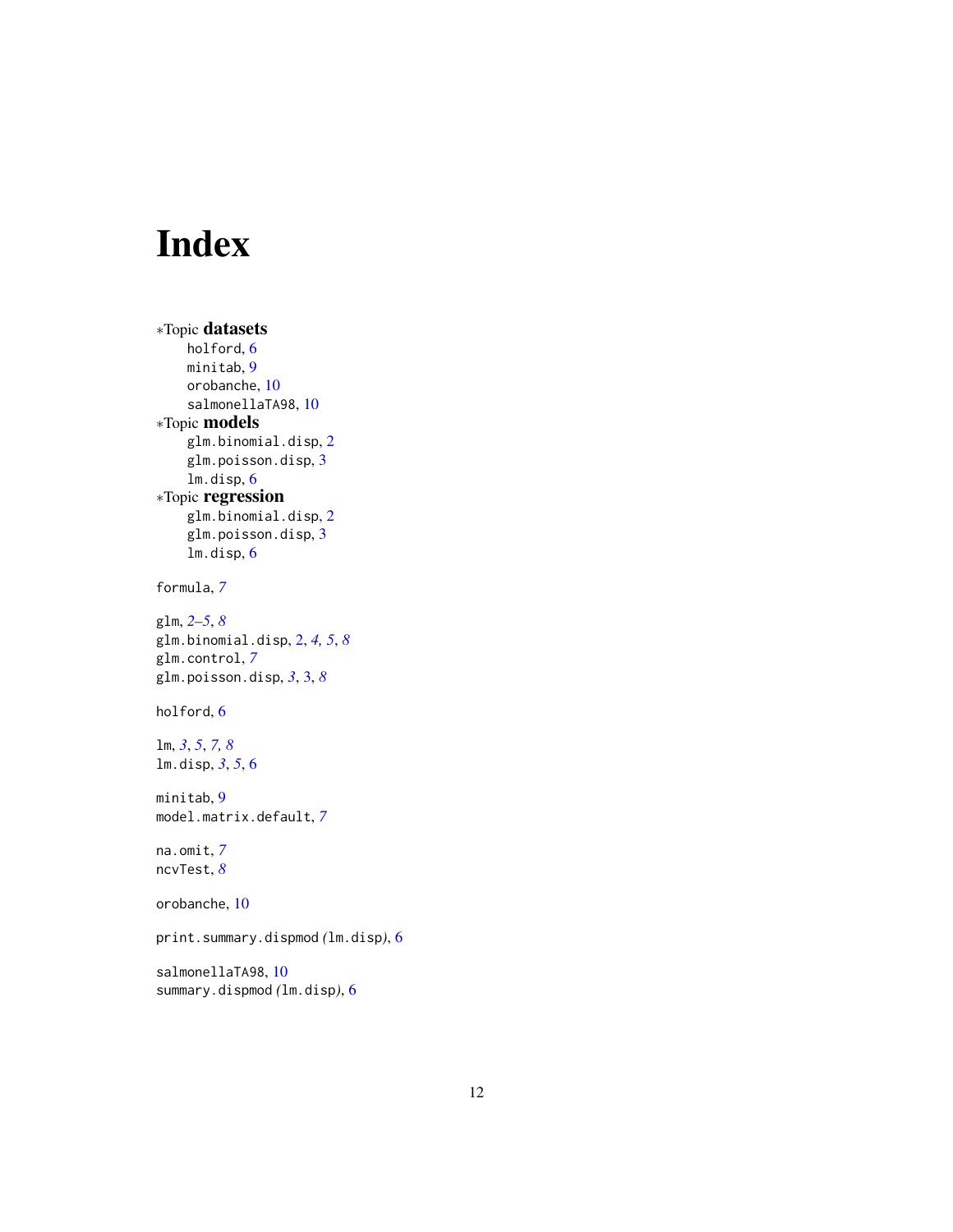# Index

*Topic **datasets**
- holford, 6
- minitab, 9
- orobanche, 10
- salmonellaTA98, 10

*Topic **models**
- glm.binomial.disp, 2
- glm.poisson.disp, 3
- lm.disp, 6

*Topic **regression**
- glm.binomial.disp, 2
- glm.poisson.disp, 3
- lm.disp, 6

formula, *7*

glm, *2–5*, *8*
glm.binomial.disp, 2, *4, 5*, *8*
glm.control, *7*
glm.poisson.disp, *3*, 3, *8*

holford, 6

lm, *3*, *5*, *7, 8*
lm.disp, *3*, *5*, 6

minitab, 9
model.matrix.default, *7*

na.omit, *7*
ncvTest, *8*

orobanche, 10

print.summary.dispmod *(*lm.disp*)*, 6

salmonellaTA98, 10
summary.dispmod *(*lm.disp*)*, 6